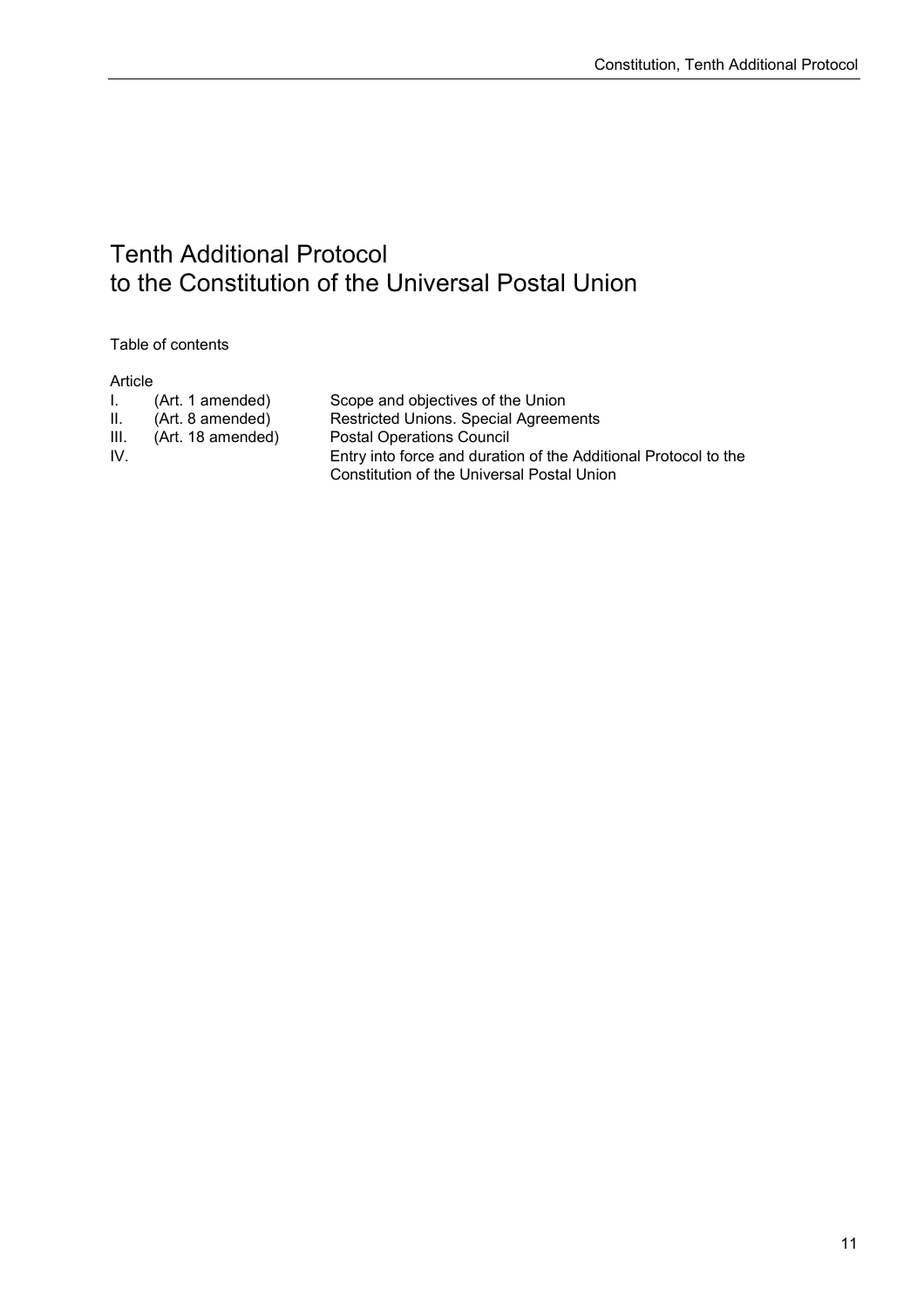# Tenth Additional Protocol to the Constitution of the Universal Postal Union

Table of contents

| Article | | |
|---|---|---|
| I. | (Art. 1 amended) | Scope and objectives of the Union |
| II. | (Art. 8 amended) | Restricted Unions. Special Agreements |
| III. | (Art. 18 amended) | Postal Operations Council |
| IV. | | Entry into force and duration of the Additional Protocol to the Constitution of the Universal Postal Union |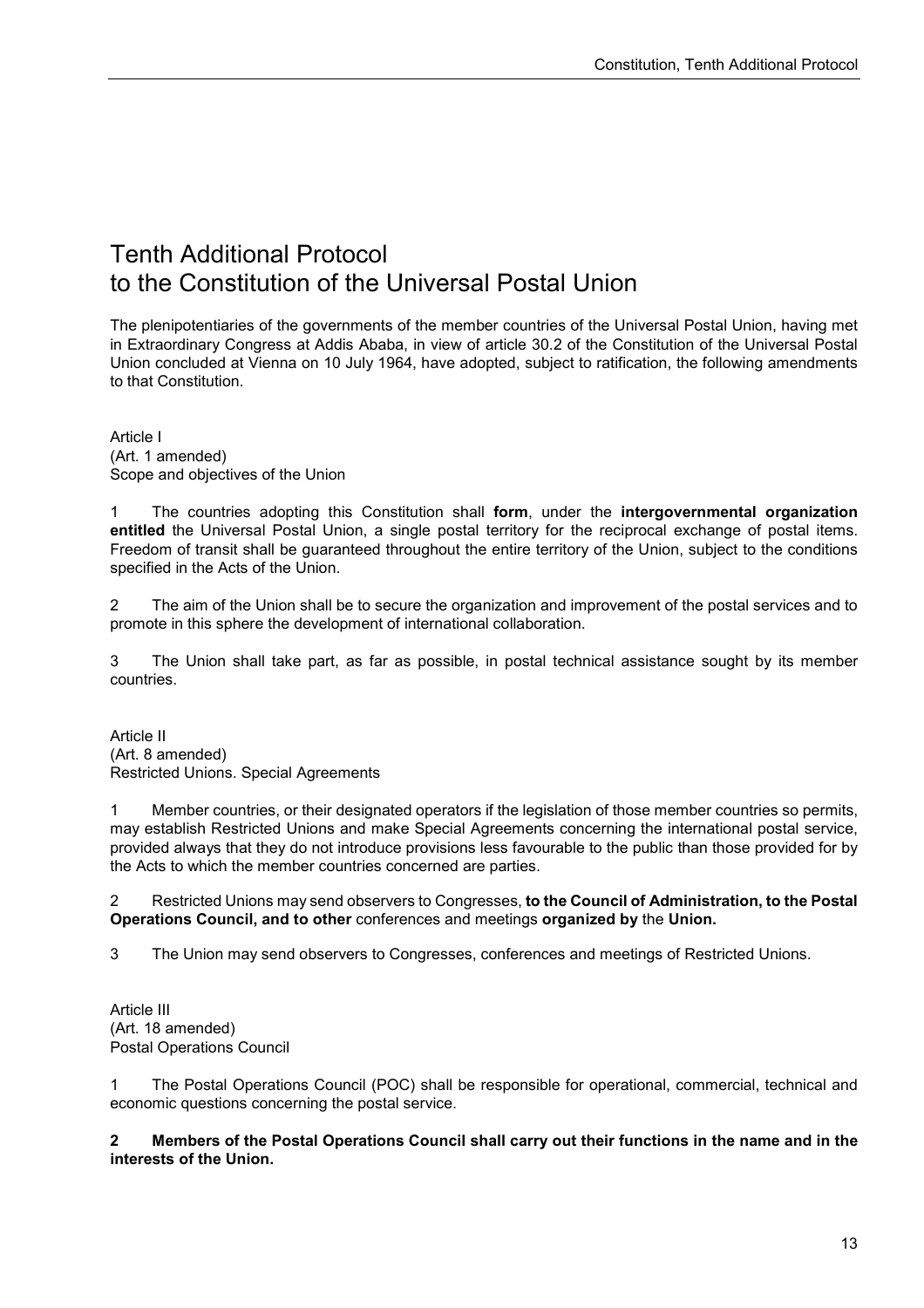# Tenth Additional Protocol to the Constitution of the Universal Postal Union

The plenipotentiaries of the governments of the member countries of the Universal Postal Union, having met in Extraordinary Congress at Addis Ababa, in view of article 30.2 of the Constitution of the Universal Postal Union concluded at Vienna on 10 July 1964, have adopted, subject to ratification, the following amendments to that Constitution.

Article I
(Art. 1 amended)
Scope and objectives of the Union

1 The countries adopting this Constitution shall **form**, under the **intergovernmental organization entitled** the Universal Postal Union, a single postal territory for the reciprocal exchange of postal items. Freedom of transit shall be guaranteed throughout the entire territory of the Union, subject to the conditions specified in the Acts of the Union.

2 The aim of the Union shall be to secure the organization and improvement of the postal services and to promote in this sphere the development of international collaboration.

3 The Union shall take part, as far as possible, in postal technical assistance sought by its member countries.

Article II
(Art. 8 amended)
Restricted Unions. Special Agreements

1 Member countries, or their designated operators if the legislation of those member countries so permits, may establish Restricted Unions and make Special Agreements concerning the international postal service, provided always that they do not introduce provisions less favourable to the public than those provided for by the Acts to which the member countries concerned are parties.

2 Restricted Unions may send observers to Congresses, **to the Council of Administration, to the Postal Operations Council, and to other** conferences and meetings **organized by** the **Union.**

3 The Union may send observers to Congresses, conferences and meetings of Restricted Unions.

Article III
(Art. 18 amended)
Postal Operations Council

1 The Postal Operations Council (POC) shall be responsible for operational, commercial, technical and economic questions concerning the postal service.

**2 Members of the Postal Operations Council shall carry out their functions in the name and in the interests of the Union.**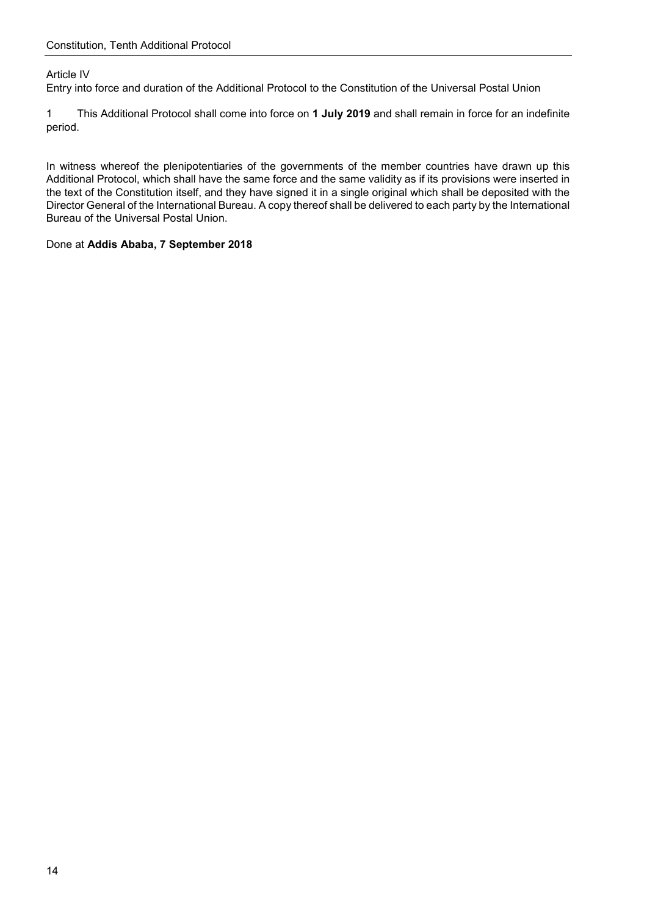Article IV
Entry into force and duration of the Additional Protocol to the Constitution of the Universal Postal Union

1 This Additional Protocol shall come into force on **1 July 2019** and shall remain in force for an indefinite period.

In witness whereof the plenipotentiaries of the governments of the member countries have drawn up this Additional Protocol, which shall have the same force and the same validity as if its provisions were inserted in the text of the Constitution itself, and they have signed it in a single original which shall be deposited with the Director General of the International Bureau. A copy thereof shall be delivered to each party by the International Bureau of the Universal Postal Union.

Done at **Addis Ababa, 7 September 2018**